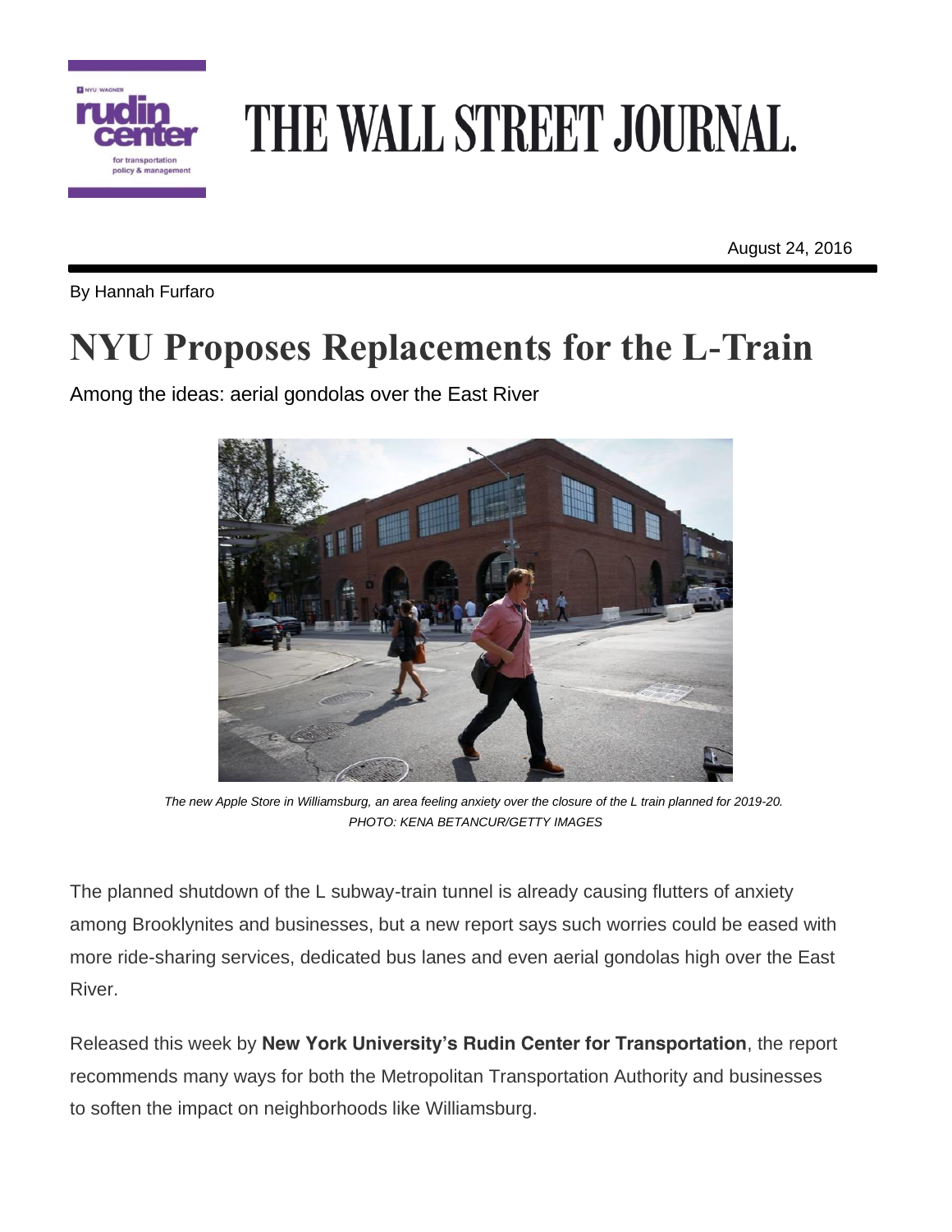# THE WALL STREET JOURNAL.

August 24, 2016

By Hannah Furfaro

# NYU Proposes Replacements for the L-Train

Among the ideas: aerial gondolas over the East River

*The new Apple Store in Williamsburg, an area feeling anxiety over the closure of the L train planned for 2019-20.*
*PHOTO: KENA BETANCUR/GETTY IMAGES*

The planned shutdown of the L subway-train tunnel is already causing flutters of anxiety among Brooklynites and businesses, but a new report says such worries could be eased with more ride-sharing services, dedicated bus lanes and even aerial gondolas high over the East River.

Released this week by **New York University's Rudin Center for Transportation**, the report recommends many ways for both the Metropolitan Transportation Authority and businesses to soften the impact on neighborhoods like Williamsburg.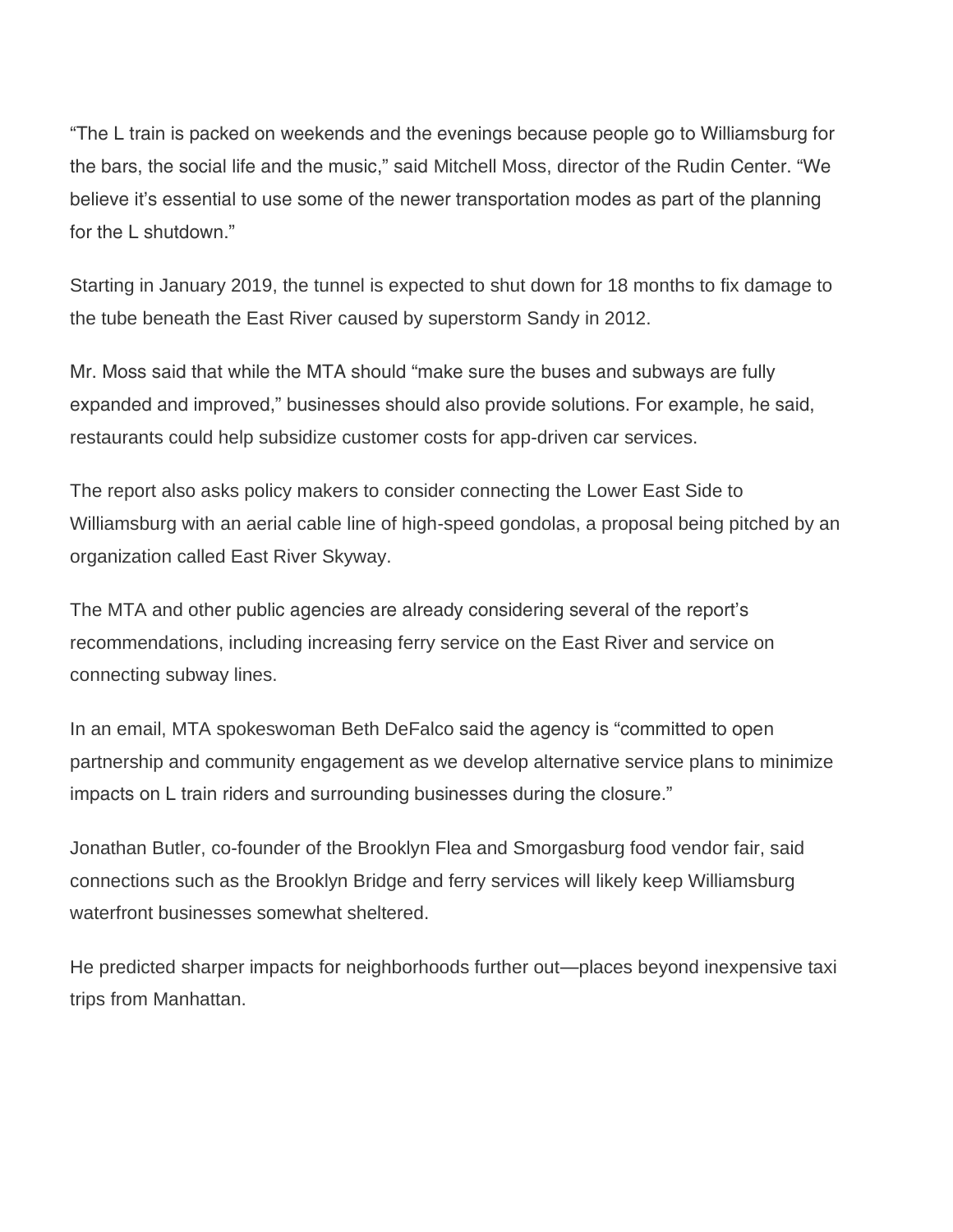"The L train is packed on weekends and the evenings because people go to Williamsburg for the bars, the social life and the music," said Mitchell Moss, director of the Rudin Center. "We believe it's essential to use some of the newer transportation modes as part of the planning for the L shutdown."

Starting in January 2019, the tunnel is expected to shut down for 18 months to fix damage to the tube beneath the East River caused by superstorm Sandy in 2012.

Mr. Moss said that while the MTA should "make sure the buses and subways are fully expanded and improved," businesses should also provide solutions. For example, he said, restaurants could help subsidize customer costs for app-driven car services.

The report also asks policy makers to consider connecting the Lower East Side to Williamsburg with an aerial cable line of high-speed gondolas, a proposal being pitched by an organization called East River Skyway.

The MTA and other public agencies are already considering several of the report's recommendations, including increasing ferry service on the East River and service on connecting subway lines.

In an email, MTA spokeswoman Beth DeFalco said the agency is "committed to open partnership and community engagement as we develop alternative service plans to minimize impacts on L train riders and surrounding businesses during the closure."

Jonathan Butler, co-founder of the Brooklyn Flea and Smorgasburg food vendor fair, said connections such as the Brooklyn Bridge and ferry services will likely keep Williamsburg waterfront businesses somewhat sheltered.

He predicted sharper impacts for neighborhoods further out—places beyond inexpensive taxi trips from Manhattan.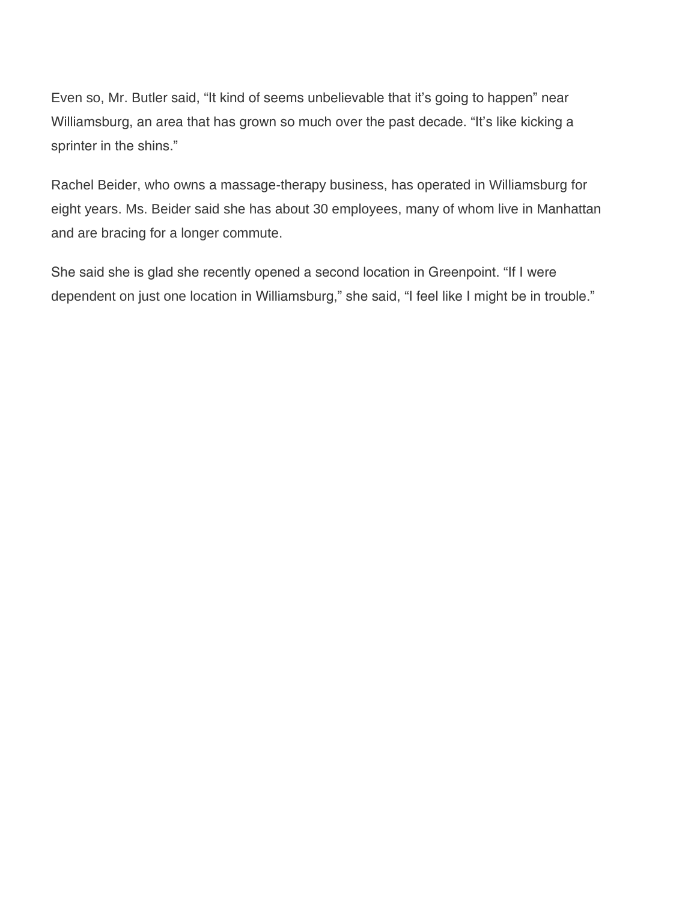Even so, Mr. Butler said, “It kind of seems unbelievable that it’s going to happen” near Williamsburg, an area that has grown so much over the past decade. “It’s like kicking a sprinter in the shins.”

Rachel Beider, who owns a massage-therapy business, has operated in Williamsburg for eight years. Ms. Beider said she has about 30 employees, many of whom live in Manhattan and are bracing for a longer commute.

She said she is glad she recently opened a second location in Greenpoint. “If I were dependent on just one location in Williamsburg,” she said, “I feel like I might be in trouble.”